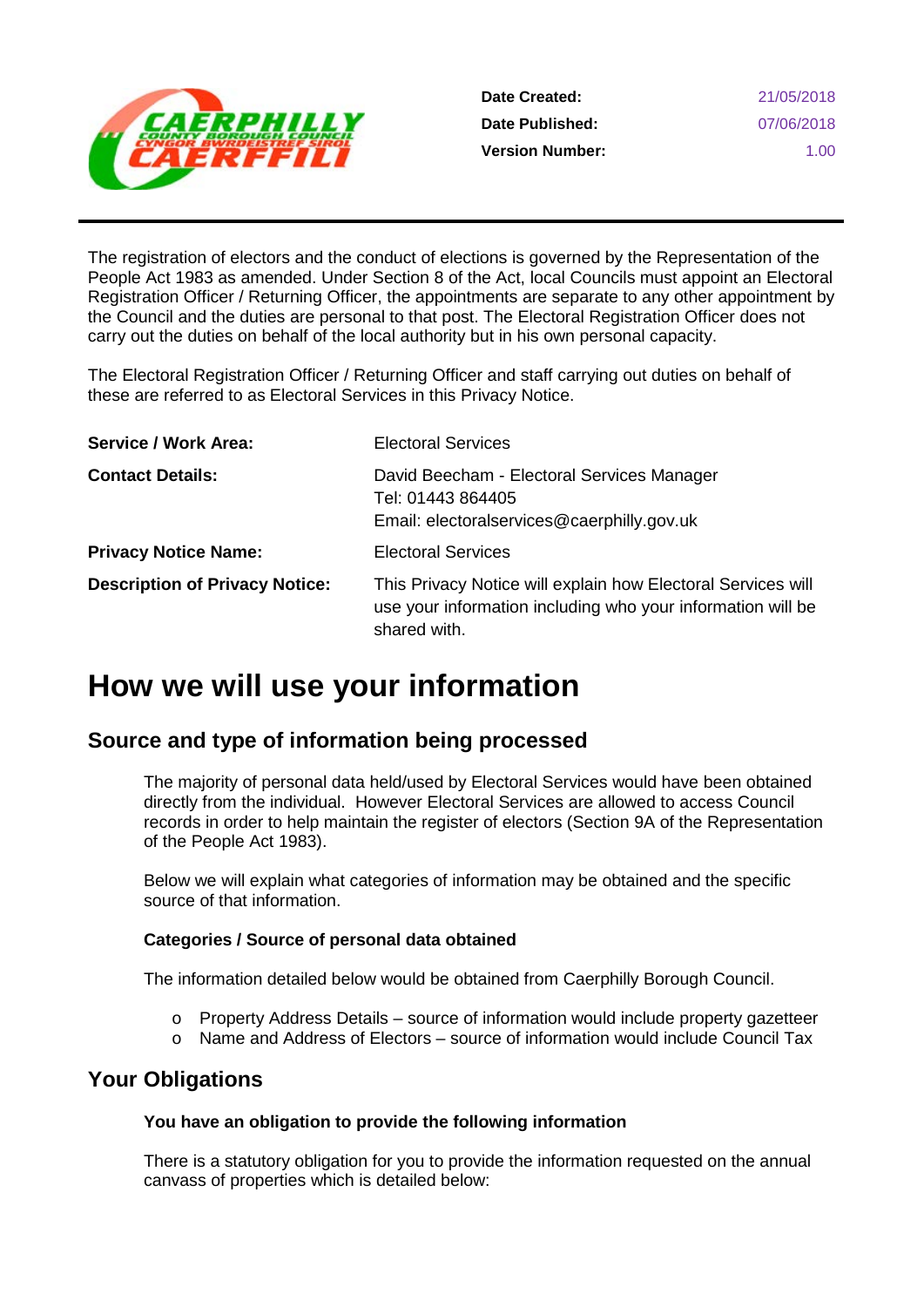| | |
|---|---|
| **Date Created:** | 21/05/2018 |
| **Date Published:** | 07/06/2018 |
| **Version Number:** | 1.00 |

The registration of electors and the conduct of elections is governed by the Representation of the People Act 1983 as amended. Under Section 8 of the Act, local Councils must appoint an Electoral Registration Officer / Returning Officer, the appointments are separate to any other appointment by the Council and the duties are personal to that post. The Electoral Registration Officer does not carry out the duties on behalf of the local authority but in his own personal capacity.

The Electoral Registration Officer / Returning Officer and staff carrying out duties on behalf of these are referred to as Electoral Services in this Privacy Notice.

| | |
|---|---|
| **Service / Work Area:** | Electoral Services |
| **Contact Details:** | David Beecham - Electoral Services Manager<br>Tel: 01443 864405<br>Email: electoralservices@caerphilly.gov.uk |
| **Privacy Notice Name:** | Electoral Services |
| **Description of Privacy Notice:** | This Privacy Notice will explain how Electoral Services will use your information including who your information will be shared with. |

# How we will use your information

## Source and type of information being processed

The majority of personal data held/used by Electoral Services would have been obtained directly from the individual. However Electoral Services are allowed to access Council records in order to help maintain the register of electors (Section 9A of the Representation of the People Act 1983).

Below we will explain what categories of information may be obtained and the specific source of that information.

**Categories / Source of personal data obtained**

The information detailed below would be obtained from Caerphilly Borough Council.

- Property Address Details – source of information would include property gazetteer
- Name and Address of Electors – source of information would include Council Tax

## Your Obligations

**You have an obligation to provide the following information**

There is a statutory obligation for you to provide the information requested on the annual canvass of properties which is detailed below: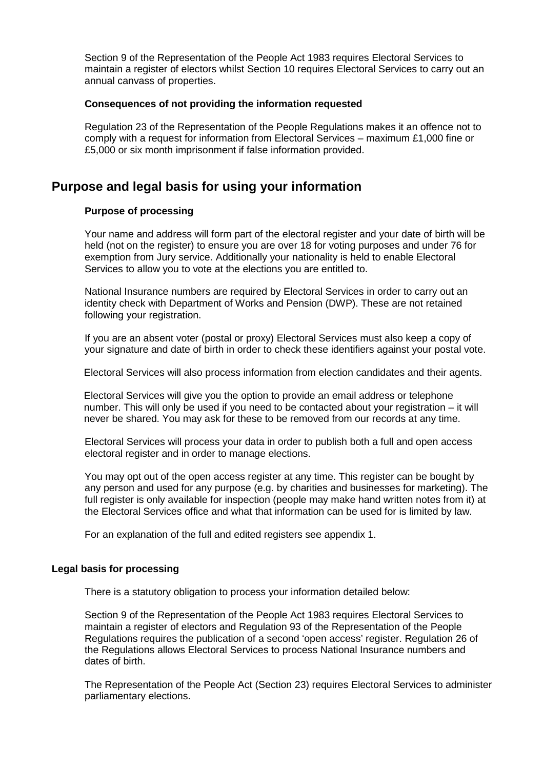Section 9 of the Representation of the People Act 1983 requires Electoral Services to maintain a register of electors whilst Section 10 requires Electoral Services to carry out an annual canvass of properties.

**Consequences of not providing the information requested**

Regulation 23 of the Representation of the People Regulations makes it an offence not to comply with a request for information from Electoral Services – maximum £1,000 fine or £5,000 or six month imprisonment if false information provided.

## Purpose and legal basis for using your information

**Purpose of processing**

Your name and address will form part of the electoral register and your date of birth will be held (not on the register) to ensure you are over 18 for voting purposes and under 76 for exemption from Jury service. Additionally your nationality is held to enable Electoral Services to allow you to vote at the elections you are entitled to.

National Insurance numbers are required by Electoral Services in order to carry out an identity check with Department of Works and Pension (DWP). These are not retained following your registration.

If you are an absent voter (postal or proxy) Electoral Services must also keep a copy of your signature and date of birth in order to check these identifiers against your postal vote.

Electoral Services will also process information from election candidates and their agents.

Electoral Services will give you the option to provide an email address or telephone number. This will only be used if you need to be contacted about your registration – it will never be shared. You may ask for these to be removed from our records at any time.

Electoral Services will process your data in order to publish both a full and open access electoral register and in order to manage elections.

You may opt out of the open access register at any time. This register can be bought by any person and used for any purpose (e.g. by charities and businesses for marketing). The full register is only available for inspection (people may make hand written notes from it) at the Electoral Services office and what that information can be used for is limited by law.

For an explanation of the full and edited registers see appendix 1.

**Legal basis for processing**

There is a statutory obligation to process your information detailed below:

Section 9 of the Representation of the People Act 1983 requires Electoral Services to maintain a register of electors and Regulation 93 of the Representation of the People Regulations requires the publication of a second 'open access' register. Regulation 26 of the Regulations allows Electoral Services to process National Insurance numbers and dates of birth.

The Representation of the People Act (Section 23) requires Electoral Services to administer parliamentary elections.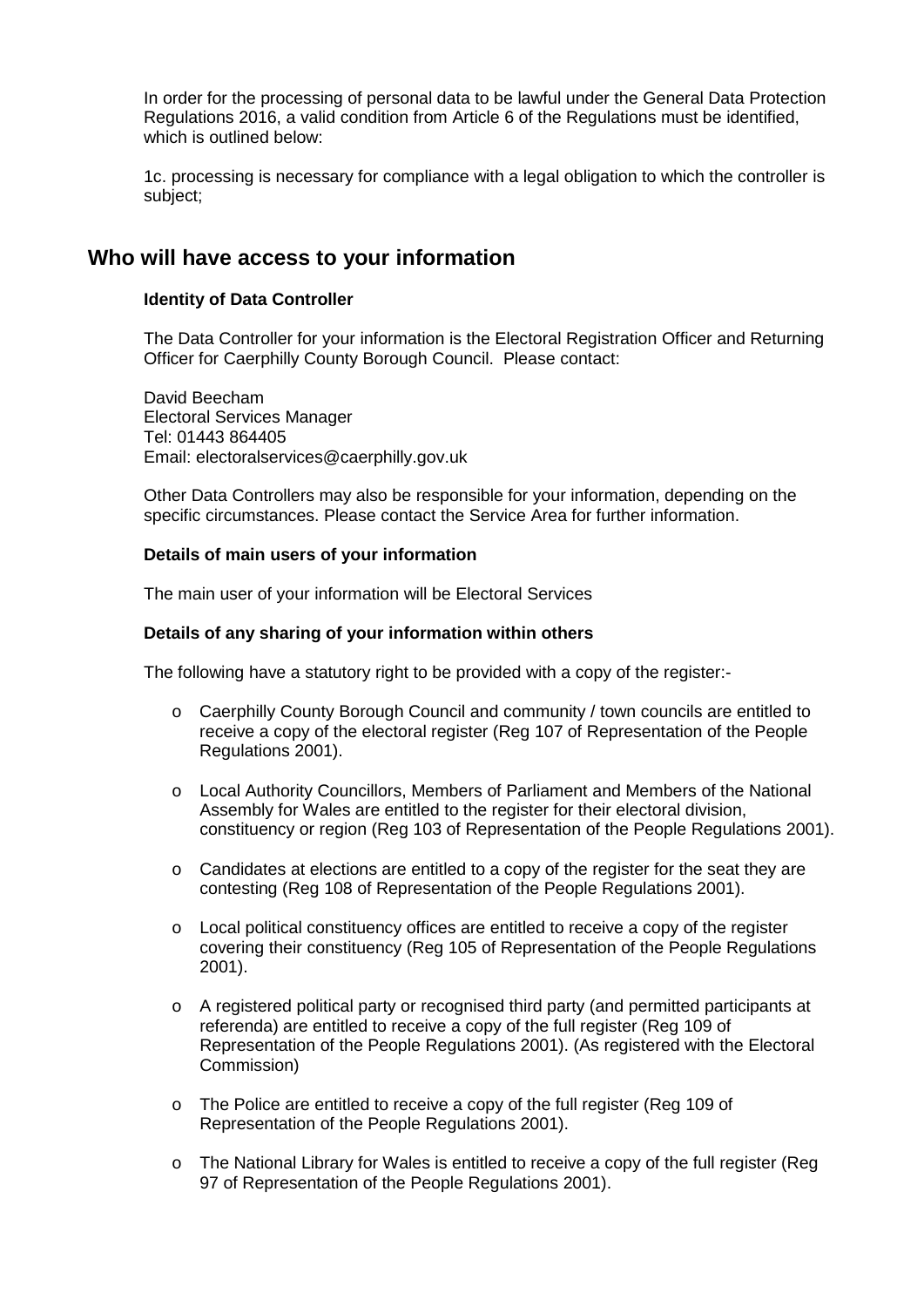In order for the processing of personal data to be lawful under the General Data Protection Regulations 2016, a valid condition from Article 6 of the Regulations must be identified, which is outlined below:

1c. processing is necessary for compliance with a legal obligation to which the controller is subject;

## Who will have access to your information

**Identity of Data Controller**

The Data Controller for your information is the Electoral Registration Officer and Returning Officer for Caerphilly County Borough Council. Please contact:

David Beecham
Electoral Services Manager
Tel: 01443 864405
Email: electoralservices@caerphilly.gov.uk

Other Data Controllers may also be responsible for your information, depending on the specific circumstances. Please contact the Service Area for further information.

**Details of main users of your information**

The main user of your information will be Electoral Services

**Details of any sharing of your information within others**

The following have a statutory right to be provided with a copy of the register:-

- Caerphilly County Borough Council and community / town councils are entitled to receive a copy of the electoral register (Reg 107 of Representation of the People Regulations 2001).
- Local Authority Councillors, Members of Parliament and Members of the National Assembly for Wales are entitled to the register for their electoral division, constituency or region (Reg 103 of Representation of the People Regulations 2001).
- Candidates at elections are entitled to a copy of the register for the seat they are contesting (Reg 108 of Representation of the People Regulations 2001).
- Local political constituency offices are entitled to receive a copy of the register covering their constituency (Reg 105 of Representation of the People Regulations 2001).
- A registered political party or recognised third party (and permitted participants at referenda) are entitled to receive a copy of the full register (Reg 109 of Representation of the People Regulations 2001). (As registered with the Electoral Commission)
- The Police are entitled to receive a copy of the full register (Reg 109 of Representation of the People Regulations 2001).
- The National Library for Wales is entitled to receive a copy of the full register (Reg 97 of Representation of the People Regulations 2001).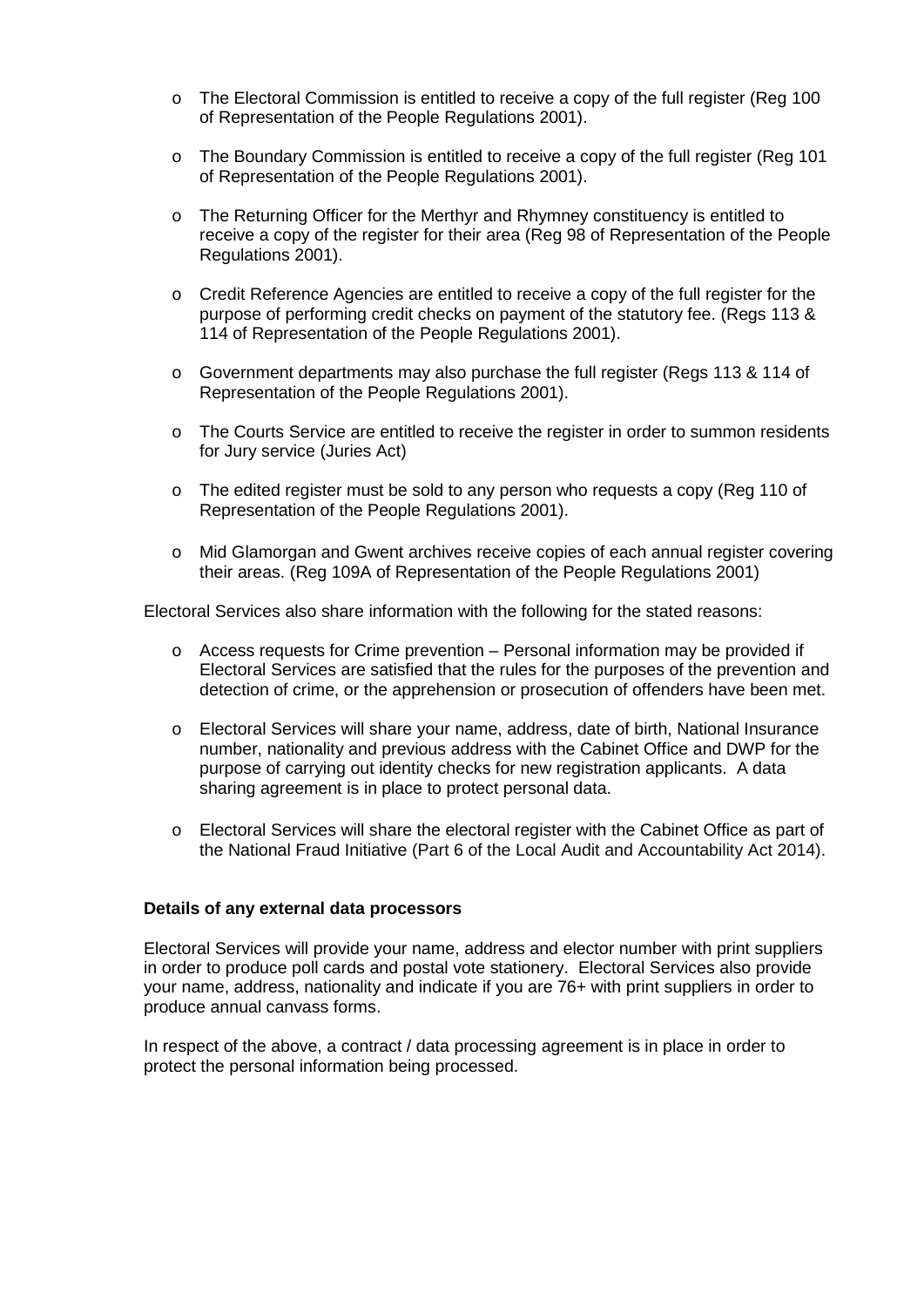- The Electoral Commission is entitled to receive a copy of the full register (Reg 100 of Representation of the People Regulations 2001).

- The Boundary Commission is entitled to receive a copy of the full register (Reg 101 of Representation of the People Regulations 2001).

- The Returning Officer for the Merthyr and Rhymney constituency is entitled to receive a copy of the register for their area (Reg 98 of Representation of the People Regulations 2001).

- Credit Reference Agencies are entitled to receive a copy of the full register for the purpose of performing credit checks on payment of the statutory fee. (Regs 113 & 114 of Representation of the People Regulations 2001).

- Government departments may also purchase the full register (Regs 113 & 114 of Representation of the People Regulations 2001).

- The Courts Service are entitled to receive the register in order to summon residents for Jury service (Juries Act)

- The edited register must be sold to any person who requests a copy (Reg 110 of Representation of the People Regulations 2001).

- Mid Glamorgan and Gwent archives receive copies of each annual register covering their areas. (Reg 109A of Representation of the People Regulations 2001)

Electoral Services also share information with the following for the stated reasons:

- Access requests for Crime prevention – Personal information may be provided if Electoral Services are satisfied that the rules for the purposes of the prevention and detection of crime, or the apprehension or prosecution of offenders have been met.

- Electoral Services will share your name, address, date of birth, National Insurance number, nationality and previous address with the Cabinet Office and DWP for the purpose of carrying out identity checks for new registration applicants. A data sharing agreement is in place to protect personal data.

- Electoral Services will share the electoral register with the Cabinet Office as part of the National Fraud Initiative (Part 6 of the Local Audit and Accountability Act 2014).

**Details of any external data processors**

Electoral Services will provide your name, address and elector number with print suppliers in order to produce poll cards and postal vote stationery. Electoral Services also provide your name, address, nationality and indicate if you are 76+ with print suppliers in order to produce annual canvass forms.

In respect of the above, a contract / data processing agreement is in place in order to protect the personal information being processed.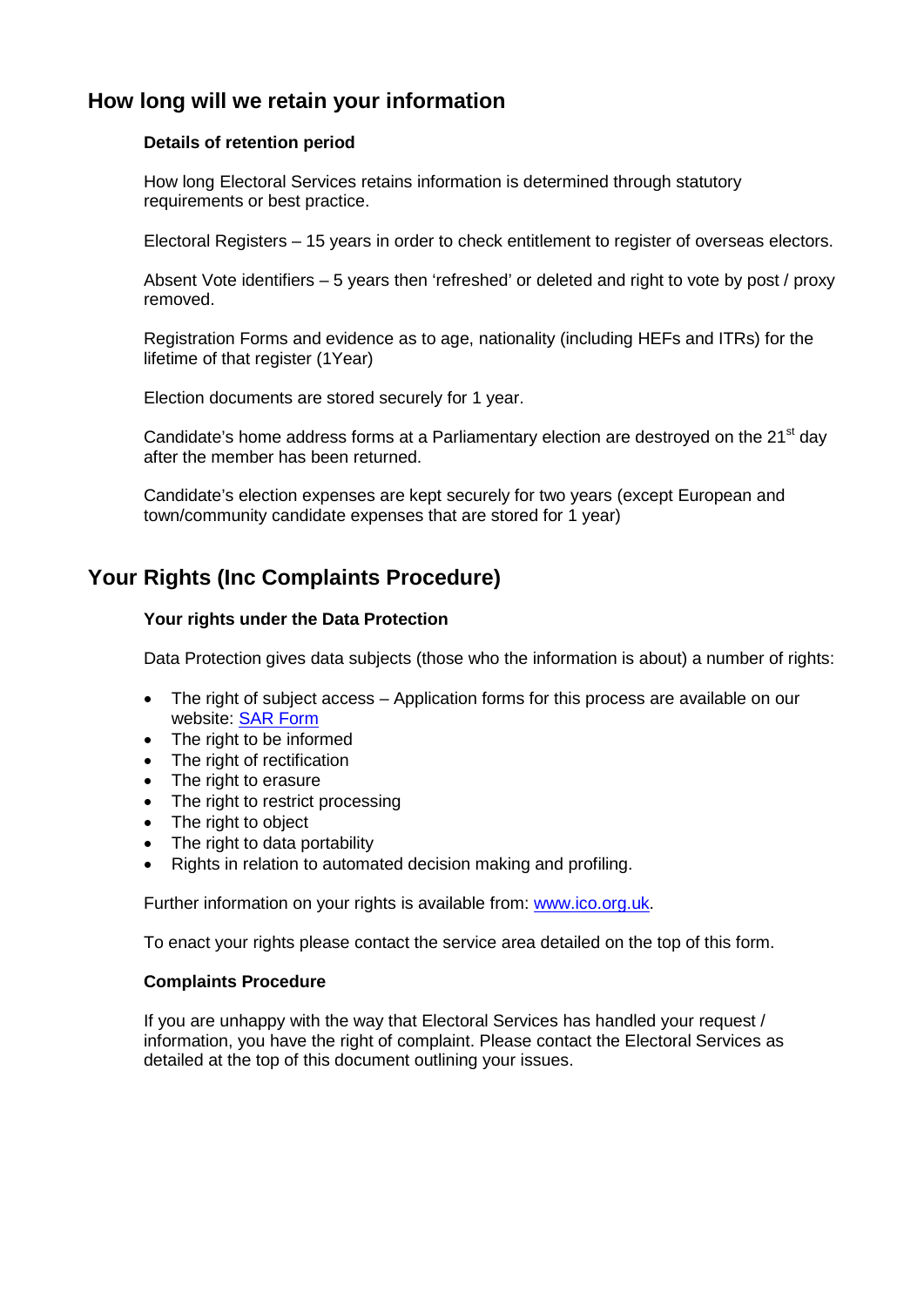## How long will we retain your information

### Details of retention period

How long Electoral Services retains information is determined through statutory requirements or best practice.

Electoral Registers – 15 years in order to check entitlement to register of overseas electors.

Absent Vote identifiers – 5 years then 'refreshed' or deleted and right to vote by post / proxy removed.

Registration Forms and evidence as to age, nationality (including HEFs and ITRs) for the lifetime of that register (1Year)

Election documents are stored securely for 1 year.

Candidate's home address forms at a Parliamentary election are destroyed on the 21st day after the member has been returned.

Candidate's election expenses are kept securely for two years (except European and town/community candidate expenses that are stored for 1 year)

## Your Rights (Inc Complaints Procedure)

### Your rights under the Data Protection

Data Protection gives data subjects (those who the information is about) a number of rights:

- The right of subject access – Application forms for this process are available on our website: [SAR Form]
- The right to be informed
- The right of rectification
- The right to erasure
- The right to restrict processing
- The right to object
- The right to data portability
- Rights in relation to automated decision making and profiling.

Further information on your rights is available from: [www.ico.org.uk](http://www.ico.org.uk).

To enact your rights please contact the service area detailed on the top of this form.

### Complaints Procedure

If you are unhappy with the way that Electoral Services has handled your request / information, you have the right of complaint. Please contact the Electoral Services as detailed at the top of this document outlining your issues.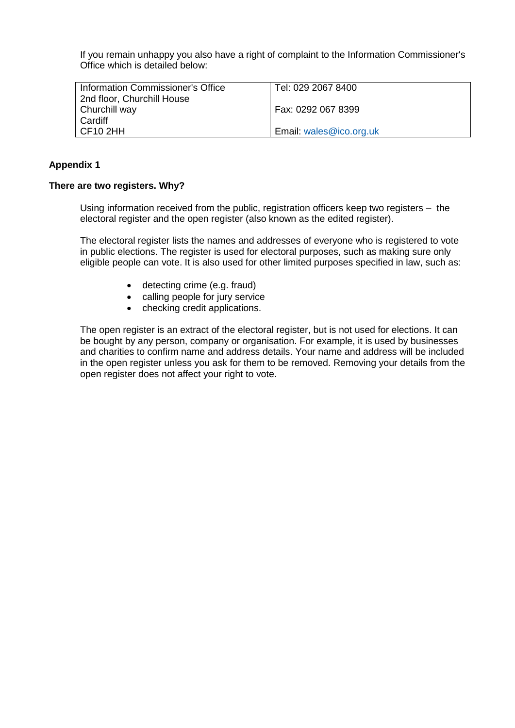If you remain unhappy you also have a right of complaint to the Information Commissioner's Office which is detailed below:

| | |
|---|---|
| Information Commissioner's Office<br>2nd floor, Churchill House<br>Churchill way<br>Cardiff<br>CF10 2HH | Tel: 029 2067 8400<br><br>Fax: 0292 067 8399<br><br>Email: wales@ico.org.uk |

**Appendix 1**

**There are two registers. Why?**

Using information received from the public, registration officers keep two registers – the electoral register and the open register (also known as the edited register).

The electoral register lists the names and addresses of everyone who is registered to vote in public elections. The register is used for electoral purposes, such as making sure only eligible people can vote. It is also used for other limited purposes specified in law, such as:

- detecting crime (e.g. fraud)
- calling people for jury service
- checking credit applications.

The open register is an extract of the electoral register, but is not used for elections. It can be bought by any person, company or organisation. For example, it is used by businesses and charities to confirm name and address details. Your name and address will be included in the open register unless you ask for them to be removed. Removing your details from the open register does not affect your right to vote.